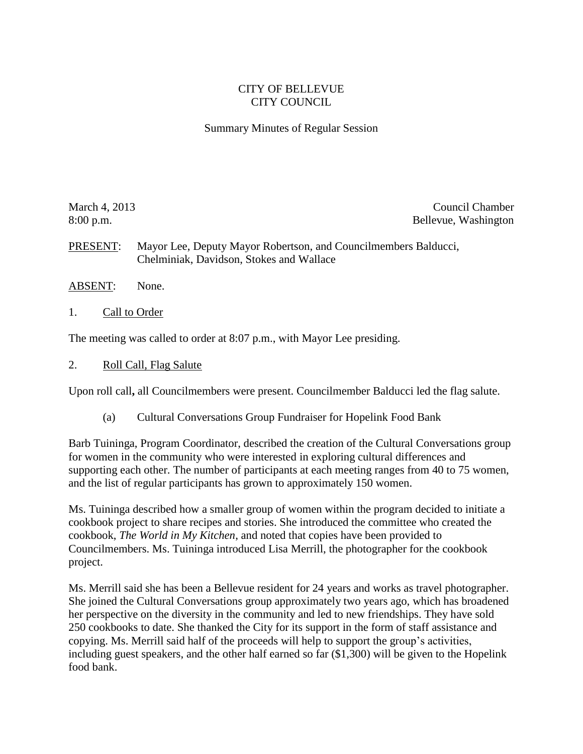CITY OF BELLEVUE
CITY COUNCIL

Summary Minutes of Regular Session

March 4, 2013
8:00 p.m.

Council Chamber
Bellevue, Washington

PRESENT: Mayor Lee, Deputy Mayor Robertson, and Councilmembers Balducci, Chelminiak, Davidson, Stokes and Wallace

ABSENT: None.

1. Call to Order

The meeting was called to order at 8:07 p.m., with Mayor Lee presiding.

2. Roll Call, Flag Salute

Upon roll call**,** all Councilmembers were present. Councilmember Balducci led the flag salute.

(a) Cultural Conversations Group Fundraiser for Hopelink Food Bank

Barb Tuininga, Program Coordinator, described the creation of the Cultural Conversations group for women in the community who were interested in exploring cultural differences and supporting each other. The number of participants at each meeting ranges from 40 to 75 women, and the list of regular participants has grown to approximately 150 women.

Ms. Tuininga described how a smaller group of women within the program decided to initiate a cookbook project to share recipes and stories. She introduced the committee who created the cookbook, *The World in My Kitchen*, and noted that copies have been provided to Councilmembers. Ms. Tuininga introduced Lisa Merrill, the photographer for the cookbook project.

Ms. Merrill said she has been a Bellevue resident for 24 years and works as travel photographer. She joined the Cultural Conversations group approximately two years ago, which has broadened her perspective on the diversity in the community and led to new friendships. They have sold 250 cookbooks to date. She thanked the City for its support in the form of staff assistance and copying. Ms. Merrill said half of the proceeds will help to support the group's activities, including guest speakers, and the other half earned so far ($1,300) will be given to the Hopelink food bank.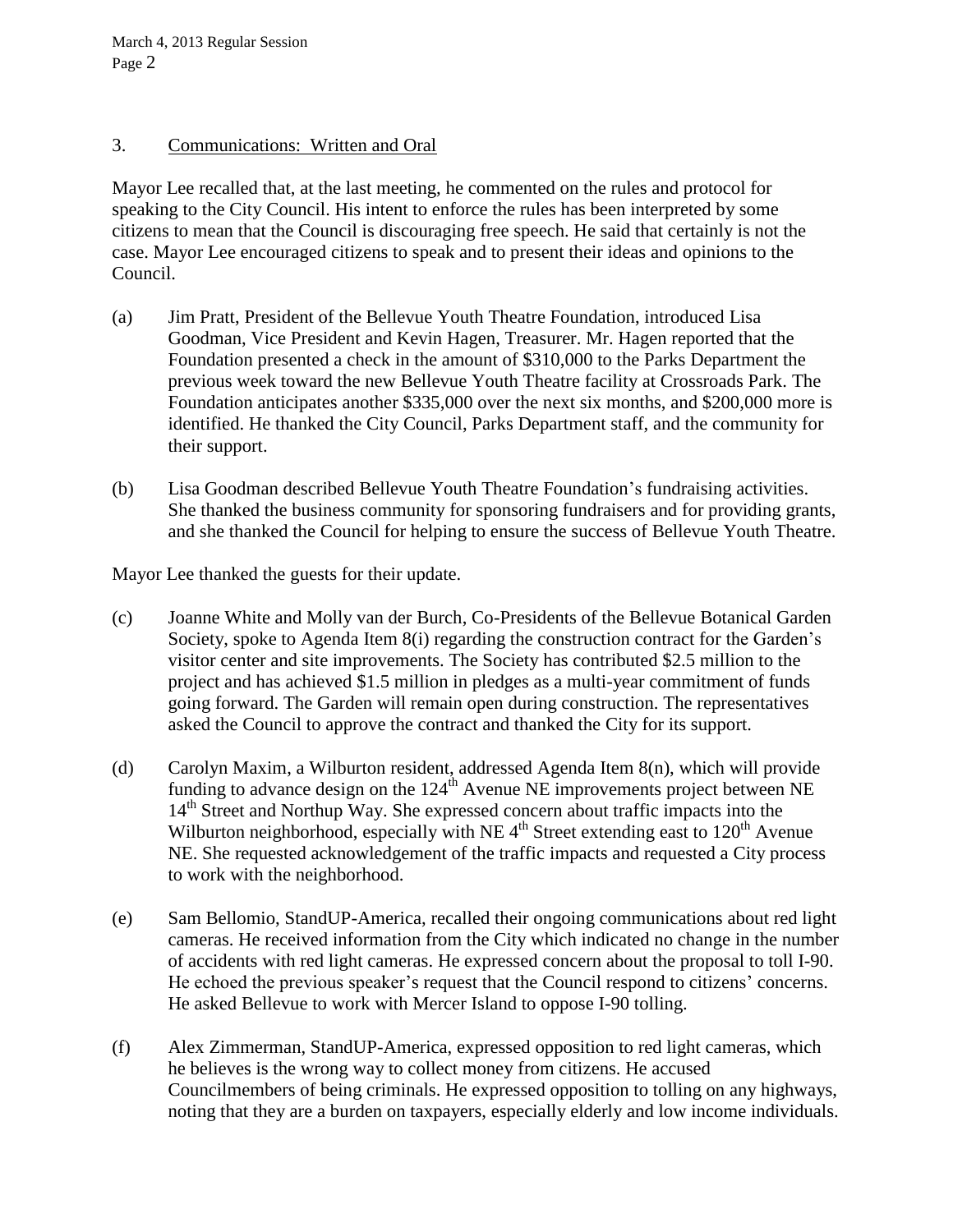3. Communications: Written and Oral

Mayor Lee recalled that, at the last meeting, he commented on the rules and protocol for speaking to the City Council. His intent to enforce the rules has been interpreted by some citizens to mean that the Council is discouraging free speech. He said that certainly is not the case. Mayor Lee encouraged citizens to speak and to present their ideas and opinions to the Council.

(a) Jim Pratt, President of the Bellevue Youth Theatre Foundation, introduced Lisa Goodman, Vice President and Kevin Hagen, Treasurer. Mr. Hagen reported that the Foundation presented a check in the amount of $310,000 to the Parks Department the previous week toward the new Bellevue Youth Theatre facility at Crossroads Park. The Foundation anticipates another $335,000 over the next six months, and $200,000 more is identified. He thanked the City Council, Parks Department staff, and the community for their support.

(b) Lisa Goodman described Bellevue Youth Theatre Foundation's fundraising activities. She thanked the business community for sponsoring fundraisers and for providing grants, and she thanked the Council for helping to ensure the success of Bellevue Youth Theatre.

Mayor Lee thanked the guests for their update.

(c) Joanne White and Molly van der Burch, Co-Presidents of the Bellevue Botanical Garden Society, spoke to Agenda Item 8(i) regarding the construction contract for the Garden's visitor center and site improvements. The Society has contributed $2.5 million to the project and has achieved $1.5 million in pledges as a multi-year commitment of funds going forward. The Garden will remain open during construction. The representatives asked the Council to approve the contract and thanked the City for its support.

(d) Carolyn Maxim, a Wilburton resident, addressed Agenda Item 8(n), which will provide funding to advance design on the 124th Avenue NE improvements project between NE 14th Street and Northup Way. She expressed concern about traffic impacts into the Wilburton neighborhood, especially with NE 4th Street extending east to 120th Avenue NE. She requested acknowledgement of the traffic impacts and requested a City process to work with the neighborhood.

(e) Sam Bellomio, StandUP-America, recalled their ongoing communications about red light cameras. He received information from the City which indicated no change in the number of accidents with red light cameras. He expressed concern about the proposal to toll I-90. He echoed the previous speaker's request that the Council respond to citizens' concerns. He asked Bellevue to work with Mercer Island to oppose I-90 tolling.

(f) Alex Zimmerman, StandUP-America, expressed opposition to red light cameras, which he believes is the wrong way to collect money from citizens. He accused Councilmembers of being criminals. He expressed opposition to tolling on any highways, noting that they are a burden on taxpayers, especially elderly and low income individuals.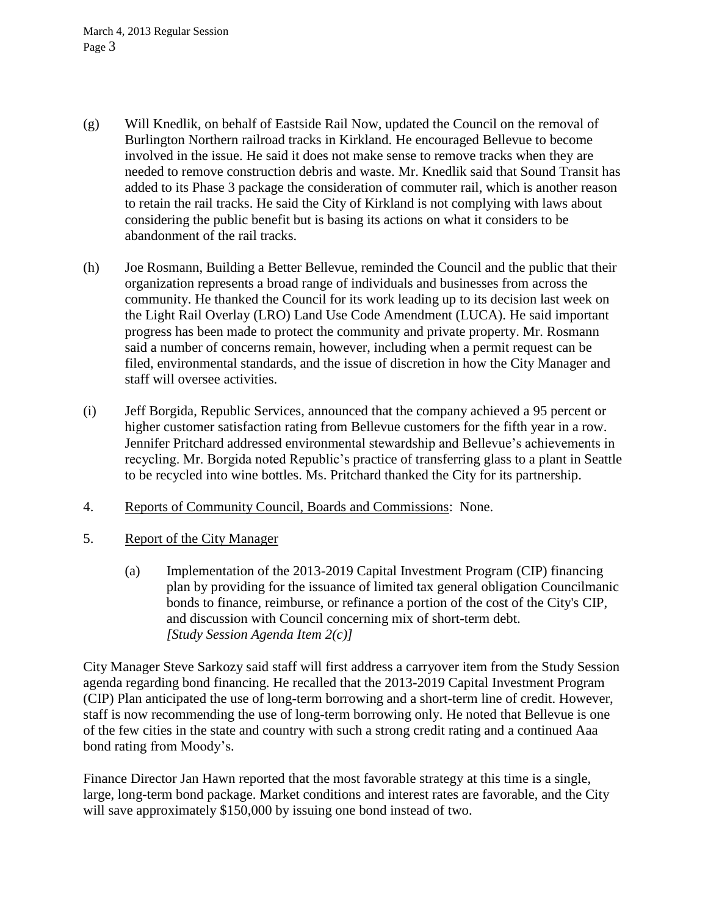(g) Will Knedlik, on behalf of Eastside Rail Now, updated the Council on the removal of Burlington Northern railroad tracks in Kirkland. He encouraged Bellevue to become involved in the issue. He said it does not make sense to remove tracks when they are needed to remove construction debris and waste. Mr. Knedlik said that Sound Transit has added to its Phase 3 package the consideration of commuter rail, which is another reason to retain the rail tracks. He said the City of Kirkland is not complying with laws about considering the public benefit but is basing its actions on what it considers to be abandonment of the rail tracks.

(h) Joe Rosmann, Building a Better Bellevue, reminded the Council and the public that their organization represents a broad range of individuals and businesses from across the community. He thanked the Council for its work leading up to its decision last week on the Light Rail Overlay (LRO) Land Use Code Amendment (LUCA). He said important progress has been made to protect the community and private property. Mr. Rosmann said a number of concerns remain, however, including when a permit request can be filed, environmental standards, and the issue of discretion in how the City Manager and staff will oversee activities.

(i) Jeff Borgida, Republic Services, announced that the company achieved a 95 percent or higher customer satisfaction rating from Bellevue customers for the fifth year in a row. Jennifer Pritchard addressed environmental stewardship and Bellevue's achievements in recycling. Mr. Borgida noted Republic's practice of transferring glass to a plant in Seattle to be recycled into wine bottles. Ms. Pritchard thanked the City for its partnership.

4. Reports of Community Council, Boards and Commissions: None.

5. Report of the City Manager

   (a) Implementation of the 2013-2019 Capital Investment Program (CIP) financing plan by providing for the issuance of limited tax general obligation Councilmanic bonds to finance, reimburse, or refinance a portion of the cost of the City's CIP, and discussion with Council concerning mix of short-term debt. *[Study Session Agenda Item 2(c)]*

City Manager Steve Sarkozy said staff will first address a carryover item from the Study Session agenda regarding bond financing. He recalled that the 2013-2019 Capital Investment Program (CIP) Plan anticipated the use of long-term borrowing and a short-term line of credit. However, staff is now recommending the use of long-term borrowing only. He noted that Bellevue is one of the few cities in the state and country with such a strong credit rating and a continued Aaa bond rating from Moody's.

Finance Director Jan Hawn reported that the most favorable strategy at this time is a single, large, long-term bond package. Market conditions and interest rates are favorable, and the City will save approximately $150,000 by issuing one bond instead of two.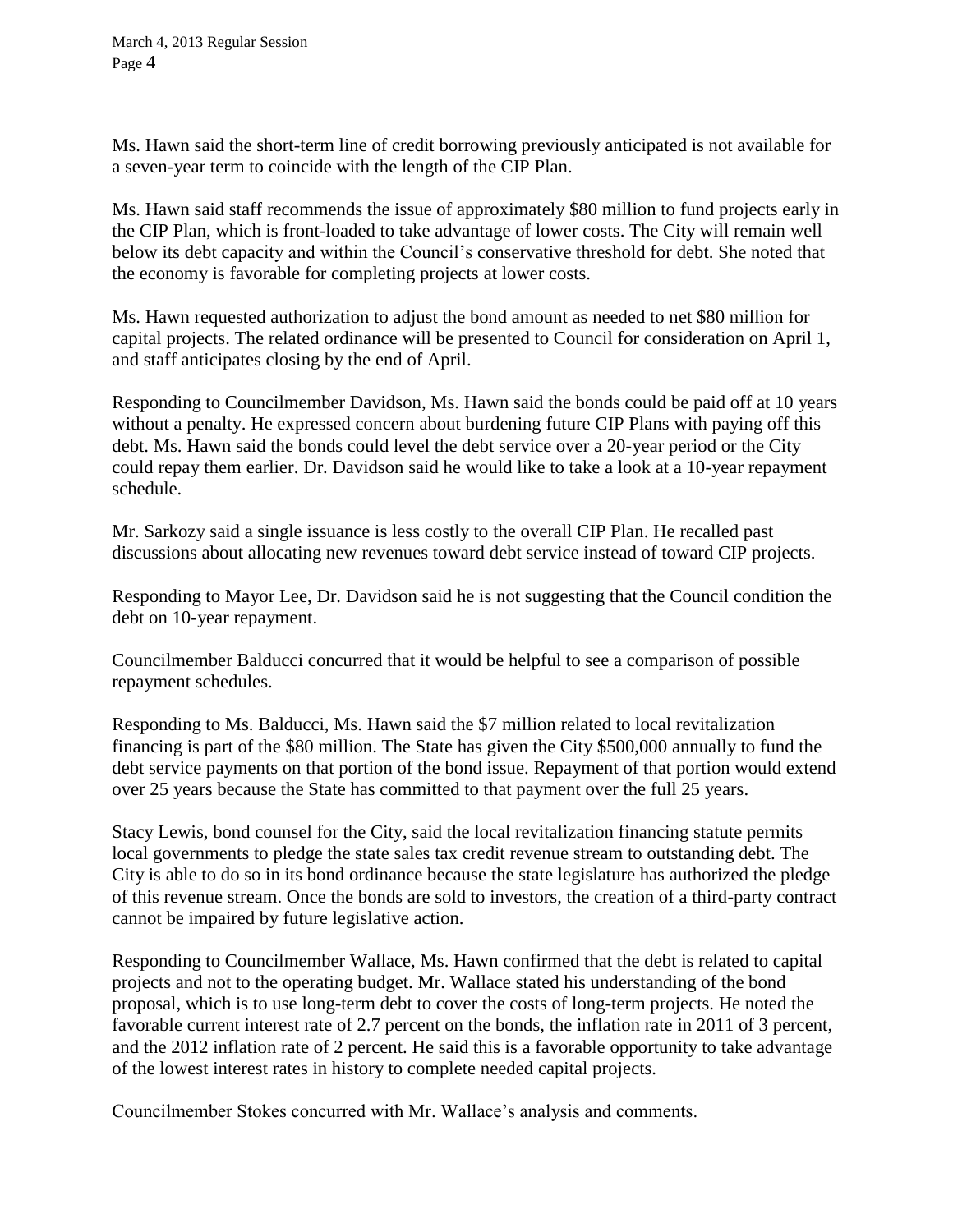Ms. Hawn said the short-term line of credit borrowing previously anticipated is not available for a seven-year term to coincide with the length of the CIP Plan.

Ms. Hawn said staff recommends the issue of approximately $80 million to fund projects early in the CIP Plan, which is front-loaded to take advantage of lower costs. The City will remain well below its debt capacity and within the Council's conservative threshold for debt. She noted that the economy is favorable for completing projects at lower costs.

Ms. Hawn requested authorization to adjust the bond amount as needed to net $80 million for capital projects. The related ordinance will be presented to Council for consideration on April 1, and staff anticipates closing by the end of April.

Responding to Councilmember Davidson, Ms. Hawn said the bonds could be paid off at 10 years without a penalty. He expressed concern about burdening future CIP Plans with paying off this debt. Ms. Hawn said the bonds could level the debt service over a 20-year period or the City could repay them earlier. Dr. Davidson said he would like to take a look at a 10-year repayment schedule.

Mr. Sarkozy said a single issuance is less costly to the overall CIP Plan. He recalled past discussions about allocating new revenues toward debt service instead of toward CIP projects.

Responding to Mayor Lee, Dr. Davidson said he is not suggesting that the Council condition the debt on 10-year repayment.

Councilmember Balducci concurred that it would be helpful to see a comparison of possible repayment schedules.

Responding to Ms. Balducci, Ms. Hawn said the $7 million related to local revitalization financing is part of the $80 million. The State has given the City $500,000 annually to fund the debt service payments on that portion of the bond issue. Repayment of that portion would extend over 25 years because the State has committed to that payment over the full 25 years.

Stacy Lewis, bond counsel for the City, said the local revitalization financing statute permits local governments to pledge the state sales tax credit revenue stream to outstanding debt. The City is able to do so in its bond ordinance because the state legislature has authorized the pledge of this revenue stream. Once the bonds are sold to investors, the creation of a third-party contract cannot be impaired by future legislative action.

Responding to Councilmember Wallace, Ms. Hawn confirmed that the debt is related to capital projects and not to the operating budget. Mr. Wallace stated his understanding of the bond proposal, which is to use long-term debt to cover the costs of long-term projects. He noted the favorable current interest rate of 2.7 percent on the bonds, the inflation rate in 2011 of 3 percent, and the 2012 inflation rate of 2 percent. He said this is a favorable opportunity to take advantage of the lowest interest rates in history to complete needed capital projects.

Councilmember Stokes concurred with Mr. Wallace's analysis and comments.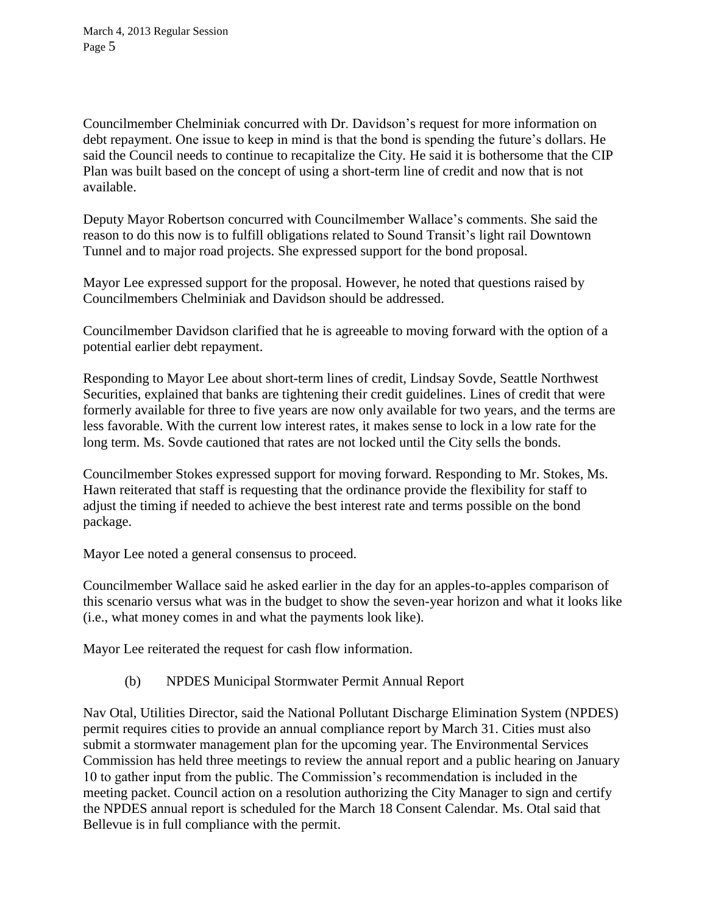Councilmember Chelminiak concurred with Dr. Davidson's request for more information on debt repayment. One issue to keep in mind is that the bond is spending the future's dollars. He said the Council needs to continue to recapitalize the City. He said it is bothersome that the CIP Plan was built based on the concept of using a short-term line of credit and now that is not available.

Deputy Mayor Robertson concurred with Councilmember Wallace's comments. She said the reason to do this now is to fulfill obligations related to Sound Transit's light rail Downtown Tunnel and to major road projects. She expressed support for the bond proposal.

Mayor Lee expressed support for the proposal. However, he noted that questions raised by Councilmembers Chelminiak and Davidson should be addressed.

Councilmember Davidson clarified that he is agreeable to moving forward with the option of a potential earlier debt repayment.

Responding to Mayor Lee about short-term lines of credit, Lindsay Sovde, Seattle Northwest Securities, explained that banks are tightening their credit guidelines. Lines of credit that were formerly available for three to five years are now only available for two years, and the terms are less favorable. With the current low interest rates, it makes sense to lock in a low rate for the long term. Ms. Sovde cautioned that rates are not locked until the City sells the bonds.

Councilmember Stokes expressed support for moving forward. Responding to Mr. Stokes, Ms. Hawn reiterated that staff is requesting that the ordinance provide the flexibility for staff to adjust the timing if needed to achieve the best interest rate and terms possible on the bond package.

Mayor Lee noted a general consensus to proceed.

Councilmember Wallace said he asked earlier in the day for an apples-to-apples comparison of this scenario versus what was in the budget to show the seven-year horizon and what it looks like (i.e., what money comes in and what the payments look like).

Mayor Lee reiterated the request for cash flow information.

(b) NPDES Municipal Stormwater Permit Annual Report

Nav Otal, Utilities Director, said the National Pollutant Discharge Elimination System (NPDES) permit requires cities to provide an annual compliance report by March 31. Cities must also submit a stormwater management plan for the upcoming year. The Environmental Services Commission has held three meetings to review the annual report and a public hearing on January 10 to gather input from the public. The Commission's recommendation is included in the meeting packet. Council action on a resolution authorizing the City Manager to sign and certify the NPDES annual report is scheduled for the March 18 Consent Calendar. Ms. Otal said that Bellevue is in full compliance with the permit.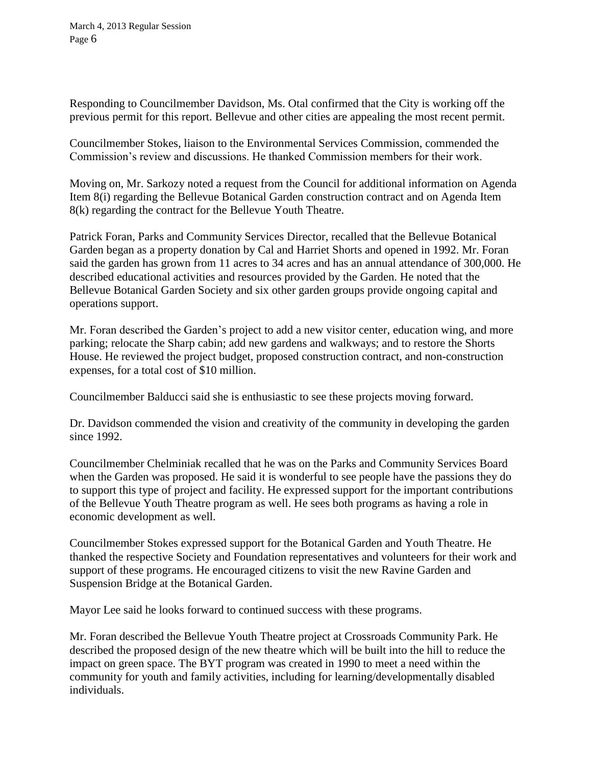Responding to Councilmember Davidson, Ms. Otal confirmed that the City is working off the previous permit for this report. Bellevue and other cities are appealing the most recent permit.

Councilmember Stokes, liaison to the Environmental Services Commission, commended the Commission's review and discussions. He thanked Commission members for their work.

Moving on, Mr. Sarkozy noted a request from the Council for additional information on Agenda Item 8(i) regarding the Bellevue Botanical Garden construction contract and on Agenda Item 8(k) regarding the contract for the Bellevue Youth Theatre.

Patrick Foran, Parks and Community Services Director, recalled that the Bellevue Botanical Garden began as a property donation by Cal and Harriet Shorts and opened in 1992. Mr. Foran said the garden has grown from 11 acres to 34 acres and has an annual attendance of 300,000. He described educational activities and resources provided by the Garden. He noted that the Bellevue Botanical Garden Society and six other garden groups provide ongoing capital and operations support.

Mr. Foran described the Garden's project to add a new visitor center, education wing, and more parking; relocate the Sharp cabin; add new gardens and walkways; and to restore the Shorts House. He reviewed the project budget, proposed construction contract, and non-construction expenses, for a total cost of $10 million.

Councilmember Balducci said she is enthusiastic to see these projects moving forward.

Dr. Davidson commended the vision and creativity of the community in developing the garden since 1992.

Councilmember Chelminiak recalled that he was on the Parks and Community Services Board when the Garden was proposed. He said it is wonderful to see people have the passions they do to support this type of project and facility. He expressed support for the important contributions of the Bellevue Youth Theatre program as well. He sees both programs as having a role in economic development as well.

Councilmember Stokes expressed support for the Botanical Garden and Youth Theatre. He thanked the respective Society and Foundation representatives and volunteers for their work and support of these programs. He encouraged citizens to visit the new Ravine Garden and Suspension Bridge at the Botanical Garden.

Mayor Lee said he looks forward to continued success with these programs.

Mr. Foran described the Bellevue Youth Theatre project at Crossroads Community Park. He described the proposed design of the new theatre which will be built into the hill to reduce the impact on green space. The BYT program was created in 1990 to meet a need within the community for youth and family activities, including for learning/developmentally disabled individuals.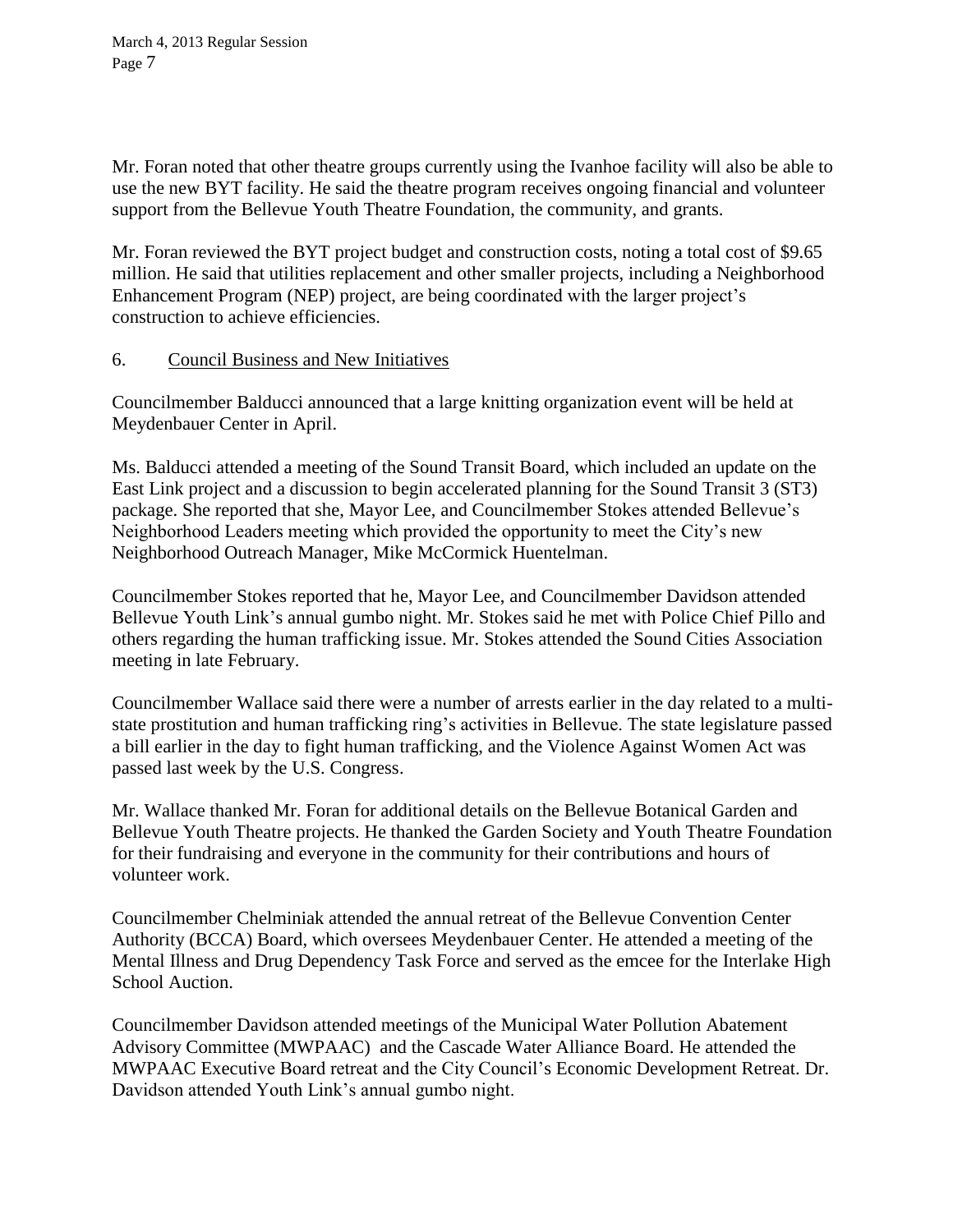Mr. Foran noted that other theatre groups currently using the Ivanhoe facility will also be able to use the new BYT facility. He said the theatre program receives ongoing financial and volunteer support from the Bellevue Youth Theatre Foundation, the community, and grants.

Mr. Foran reviewed the BYT project budget and construction costs, noting a total cost of $9.65 million. He said that utilities replacement and other smaller projects, including a Neighborhood Enhancement Program (NEP) project, are being coordinated with the larger project's construction to achieve efficiencies.

6. Council Business and New Initiatives

Councilmember Balducci announced that a large knitting organization event will be held at Meydenbauer Center in April.

Ms. Balducci attended a meeting of the Sound Transit Board, which included an update on the East Link project and a discussion to begin accelerated planning for the Sound Transit 3 (ST3) package. She reported that she, Mayor Lee, and Councilmember Stokes attended Bellevue's Neighborhood Leaders meeting which provided the opportunity to meet the City's new Neighborhood Outreach Manager, Mike McCormick Huentelman.

Councilmember Stokes reported that he, Mayor Lee, and Councilmember Davidson attended Bellevue Youth Link's annual gumbo night. Mr. Stokes said he met with Police Chief Pillo and others regarding the human trafficking issue. Mr. Stokes attended the Sound Cities Association meeting in late February.

Councilmember Wallace said there were a number of arrests earlier in the day related to a multi-state prostitution and human trafficking ring's activities in Bellevue. The state legislature passed a bill earlier in the day to fight human trafficking, and the Violence Against Women Act was passed last week by the U.S. Congress.

Mr. Wallace thanked Mr. Foran for additional details on the Bellevue Botanical Garden and Bellevue Youth Theatre projects. He thanked the Garden Society and Youth Theatre Foundation for their fundraising and everyone in the community for their contributions and hours of volunteer work.

Councilmember Chelminiak attended the annual retreat of the Bellevue Convention Center Authority (BCCA) Board, which oversees Meydenbauer Center. He attended a meeting of the Mental Illness and Drug Dependency Task Force and served as the emcee for the Interlake High School Auction.

Councilmember Davidson attended meetings of the Municipal Water Pollution Abatement Advisory Committee (MWPAAC) and the Cascade Water Alliance Board. He attended the MWPAAC Executive Board retreat and the City Council's Economic Development Retreat. Dr. Davidson attended Youth Link's annual gumbo night.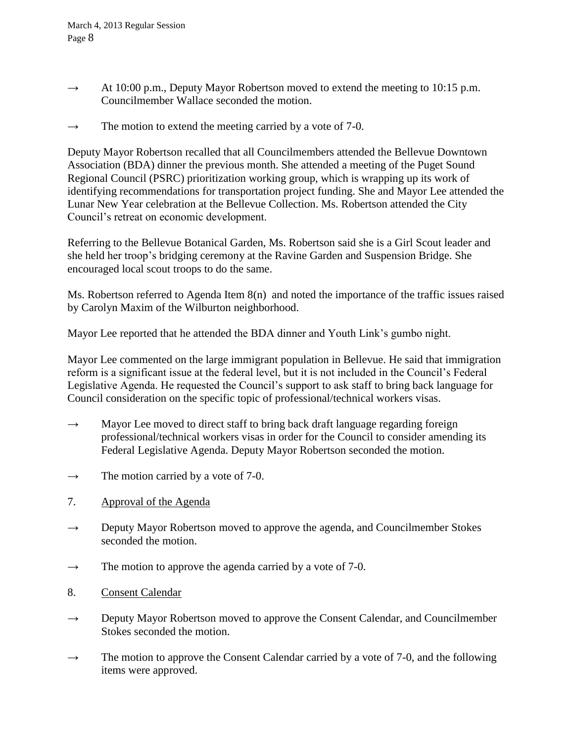→ At 10:00 p.m., Deputy Mayor Robertson moved to extend the meeting to 10:15 p.m. Councilmember Wallace seconded the motion.

→ The motion to extend the meeting carried by a vote of 7-0.

Deputy Mayor Robertson recalled that all Councilmembers attended the Bellevue Downtown Association (BDA) dinner the previous month. She attended a meeting of the Puget Sound Regional Council (PSRC) prioritization working group, which is wrapping up its work of identifying recommendations for transportation project funding. She and Mayor Lee attended the Lunar New Year celebration at the Bellevue Collection. Ms. Robertson attended the City Council's retreat on economic development.

Referring to the Bellevue Botanical Garden, Ms. Robertson said she is a Girl Scout leader and she held her troop's bridging ceremony at the Ravine Garden and Suspension Bridge. She encouraged local scout troops to do the same.

Ms. Robertson referred to Agenda Item 8(n) and noted the importance of the traffic issues raised by Carolyn Maxim of the Wilburton neighborhood.

Mayor Lee reported that he attended the BDA dinner and Youth Link's gumbo night.

Mayor Lee commented on the large immigrant population in Bellevue. He said that immigration reform is a significant issue at the federal level, but it is not included in the Council's Federal Legislative Agenda. He requested the Council's support to ask staff to bring back language for Council consideration on the specific topic of professional/technical workers visas.

→ Mayor Lee moved to direct staff to bring back draft language regarding foreign professional/technical workers visas in order for the Council to consider amending its Federal Legislative Agenda. Deputy Mayor Robertson seconded the motion.

→ The motion carried by a vote of 7-0.

7. Approval of the Agenda

→ Deputy Mayor Robertson moved to approve the agenda, and Councilmember Stokes seconded the motion.

→ The motion to approve the agenda carried by a vote of 7-0.

8. Consent Calendar

→ Deputy Mayor Robertson moved to approve the Consent Calendar, and Councilmember Stokes seconded the motion.

→ The motion to approve the Consent Calendar carried by a vote of 7-0, and the following items were approved.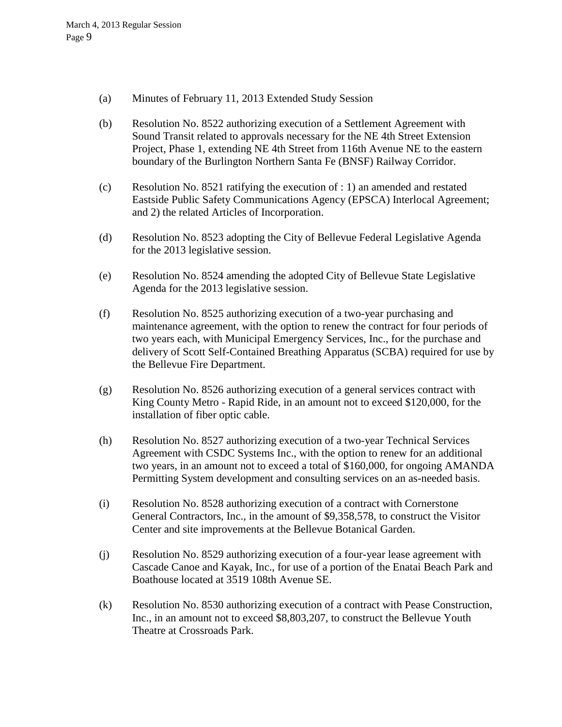(a) Minutes of February 11, 2013 Extended Study Session

(b) Resolution No. 8522 authorizing execution of a Settlement Agreement with Sound Transit related to approvals necessary for the NE 4th Street Extension Project, Phase 1, extending NE 4th Street from 116th Avenue NE to the eastern boundary of the Burlington Northern Santa Fe (BNSF) Railway Corridor.

(c) Resolution No. 8521 ratifying the execution of : 1) an amended and restated Eastside Public Safety Communications Agency (EPSCA) Interlocal Agreement; and 2) the related Articles of Incorporation.

(d) Resolution No. 8523 adopting the City of Bellevue Federal Legislative Agenda for the 2013 legislative session.

(e) Resolution No. 8524 amending the adopted City of Bellevue State Legislative Agenda for the 2013 legislative session.

(f) Resolution No. 8525 authorizing execution of a two-year purchasing and maintenance agreement, with the option to renew the contract for four periods of two years each, with Municipal Emergency Services, Inc., for the purchase and delivery of Scott Self-Contained Breathing Apparatus (SCBA) required for use by the Bellevue Fire Department.

(g) Resolution No. 8526 authorizing execution of a general services contract with King County Metro - Rapid Ride, in an amount not to exceed $120,000, for the installation of fiber optic cable.

(h) Resolution No. 8527 authorizing execution of a two-year Technical Services Agreement with CSDC Systems Inc., with the option to renew for an additional two years, in an amount not to exceed a total of $160,000, for ongoing AMANDA Permitting System development and consulting services on an as-needed basis.

(i) Resolution No. 8528 authorizing execution of a contract with Cornerstone General Contractors, Inc., in the amount of $9,358,578, to construct the Visitor Center and site improvements at the Bellevue Botanical Garden.

(j) Resolution No. 8529 authorizing execution of a four-year lease agreement with Cascade Canoe and Kayak, Inc., for use of a portion of the Enatai Beach Park and Boathouse located at 3519 108th Avenue SE.

(k) Resolution No. 8530 authorizing execution of a contract with Pease Construction, Inc., in an amount not to exceed $8,803,207, to construct the Bellevue Youth Theatre at Crossroads Park.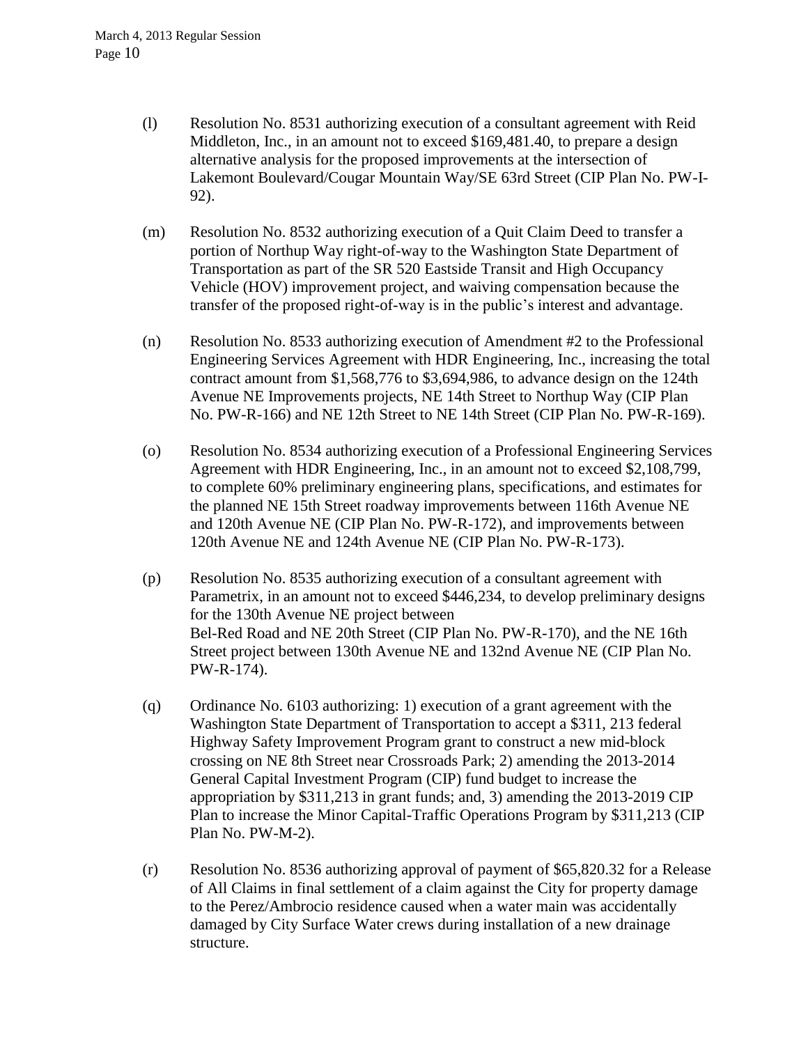(l) Resolution No. 8531 authorizing execution of a consultant agreement with Reid Middleton, Inc., in an amount not to exceed $169,481.40, to prepare a design alternative analysis for the proposed improvements at the intersection of Lakemont Boulevard/Cougar Mountain Way/SE 63rd Street (CIP Plan No. PW-I-92).

(m) Resolution No. 8532 authorizing execution of a Quit Claim Deed to transfer a portion of Northup Way right-of-way to the Washington State Department of Transportation as part of the SR 520 Eastside Transit and High Occupancy Vehicle (HOV) improvement project, and waiving compensation because the transfer of the proposed right-of-way is in the public's interest and advantage.

(n) Resolution No. 8533 authorizing execution of Amendment #2 to the Professional Engineering Services Agreement with HDR Engineering, Inc., increasing the total contract amount from $1,568,776 to $3,694,986, to advance design on the 124th Avenue NE Improvements projects, NE 14th Street to Northup Way (CIP Plan No. PW-R-166) and NE 12th Street to NE 14th Street (CIP Plan No. PW-R-169).

(o) Resolution No. 8534 authorizing execution of a Professional Engineering Services Agreement with HDR Engineering, Inc., in an amount not to exceed $2,108,799, to complete 60% preliminary engineering plans, specifications, and estimates for the planned NE 15th Street roadway improvements between 116th Avenue NE and 120th Avenue NE (CIP Plan No. PW-R-172), and improvements between 120th Avenue NE and 124th Avenue NE (CIP Plan No. PW-R-173).

(p) Resolution No. 8535 authorizing execution of a consultant agreement with Parametrix, in an amount not to exceed $446,234, to develop preliminary designs for the 130th Avenue NE project between Bel-Red Road and NE 20th Street (CIP Plan No. PW-R-170), and the NE 16th Street project between 130th Avenue NE and 132nd Avenue NE (CIP Plan No. PW-R-174).

(q) Ordinance No. 6103 authorizing: 1) execution of a grant agreement with the Washington State Department of Transportation to accept a $311, 213 federal Highway Safety Improvement Program grant to construct a new mid-block crossing on NE 8th Street near Crossroads Park; 2) amending the 2013-2014 General Capital Investment Program (CIP) fund budget to increase the appropriation by $311,213 in grant funds; and, 3) amending the 2013-2019 CIP Plan to increase the Minor Capital-Traffic Operations Program by $311,213 (CIP Plan No. PW-M-2).

(r) Resolution No. 8536 authorizing approval of payment of $65,820.32 for a Release of All Claims in final settlement of a claim against the City for property damage to the Perez/Ambrocio residence caused when a water main was accidentally damaged by City Surface Water crews during installation of a new drainage structure.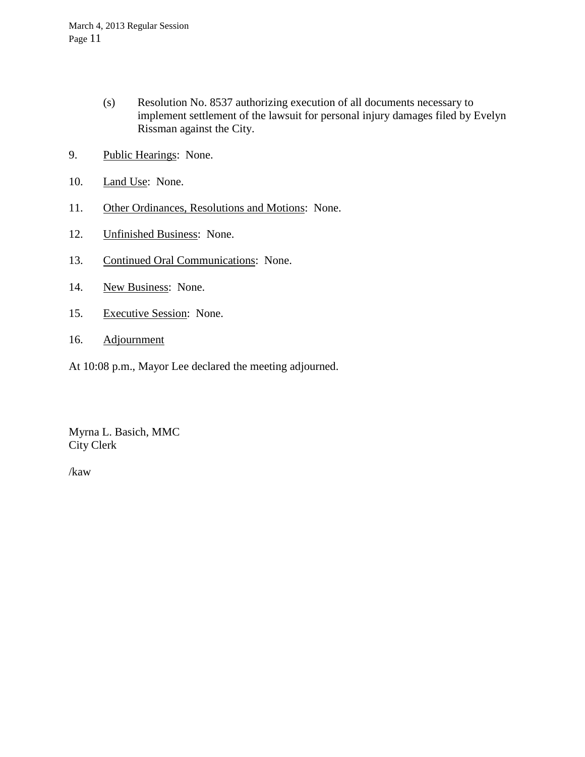(s) Resolution No. 8537 authorizing execution of all documents necessary to implement settlement of the lawsuit for personal injury damages filed by Evelyn Rissman against the City.

9. Public Hearings: None.

10. Land Use: None.

11. Other Ordinances, Resolutions and Motions: None.

12. Unfinished Business: None.

13. Continued Oral Communications: None.

14. New Business: None.

15. Executive Session: None.

16. Adjournment

At 10:08 p.m., Mayor Lee declared the meeting adjourned.

Myrna L. Basich, MMC
City Clerk

/kaw